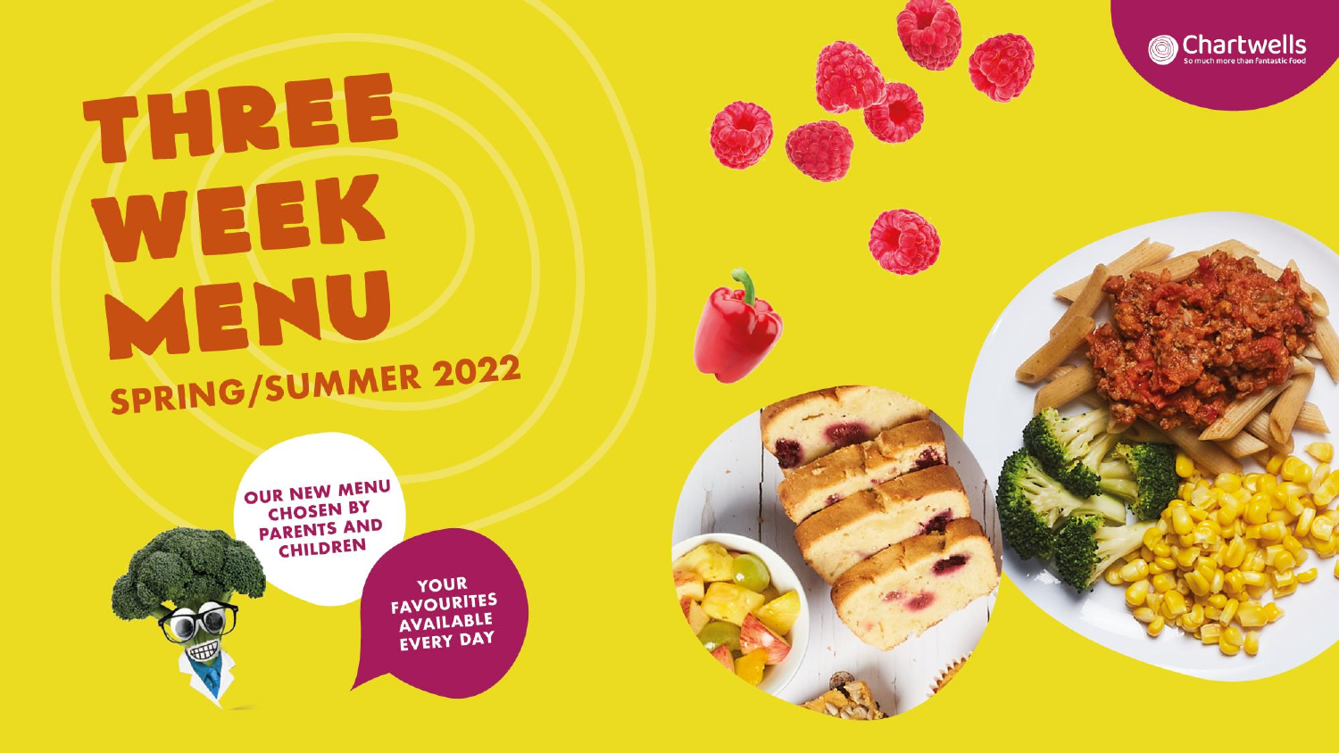Chartwells

So much more than fantastic food

# THREE WEEK MENU

## SPRING/SUMMER 2022

OUR NEW MENU CHOSEN BY PARENTS AND CHILDREN

YOUR FAVOURITES AVAILABLE EVERY DAY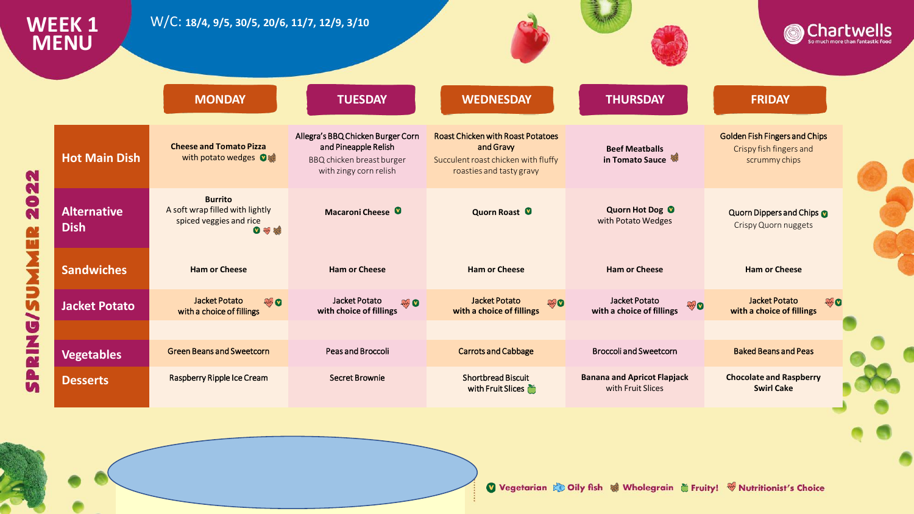# WEEK 1 MENU

W/C: 18/4, 9/5, 30/5, 20/6, 11/7, 12/9, 3/10

Chartwells — So much more than fantastic food

SPRING/SUMMER 2022

| | MONDAY | TUESDAY | WEDNESDAY | THURSDAY | FRIDAY |
|---|---|---|---|---|---|
| **Hot Main Dish** | **Cheese and Tomato Pizza** with potato wedges (Vegetarian, Wholegrain) | **Allegra's BBQ Chicken Burger Corn and Pineapple Relish** BBQ chicken breast burger with zingy corn relish | **Roast Chicken with Roast Potatoes and Gravy** Succulent roast chicken with fluffy roasties and tasty gravy | **Beef Meatballs in Tomato Sauce** (Wholegrain) | **Golden Fish Fingers and Chips** Crispy fish fingers and scrummy chips |
| **Alternative Dish** | **Burrito** A soft wrap filled with lightly spiced veggies and rice (Vegetarian, Nutritionist's Choice, Wholegrain) | **Macaroni Cheese** (Vegetarian) | **Quorn Roast** (Vegetarian) | **Quorn Hot Dog** with Potato Wedges (Vegetarian) | **Quorn Dippers and Chips** Crispy Quorn nuggets (Vegetarian) |
| **Sandwiches** | Ham or Cheese | Ham or Cheese | Ham or Cheese | Ham or Cheese | Ham or Cheese |
| **Jacket Potato** | Jacket Potato with a choice of fillings (Nutritionist's Choice, Vegetarian) | Jacket Potato with choice of fillings (Nutritionist's Choice, Vegetarian) | Jacket Potato with a choice of fillings (Nutritionist's Choice, Vegetarian) | Jacket Potato with a choice of fillings (Nutritionist's Choice, Vegetarian) | Jacket Potato with a choice of fillings (Nutritionist's Choice, Vegetarian) |
| | | | | | |
| **Vegetables** | Green Beans and Sweetcorn | Peas and Broccoli | Carrots and Cabbage | Broccoli and Sweetcorn | Baked Beans and Peas |
| **Desserts** | Raspberry Ripple Ice Cream | Secret Brownie | Shortbread Biscuit with Fruit Slices (Fruity!) | **Banana and Apricot Flapjack** with Fruit Slices | **Chocolate and Raspberry Swirl Cake** |

Key: Vegetarian | Oily fish | Wholegrain | Fruity! | Nutritionist's Choice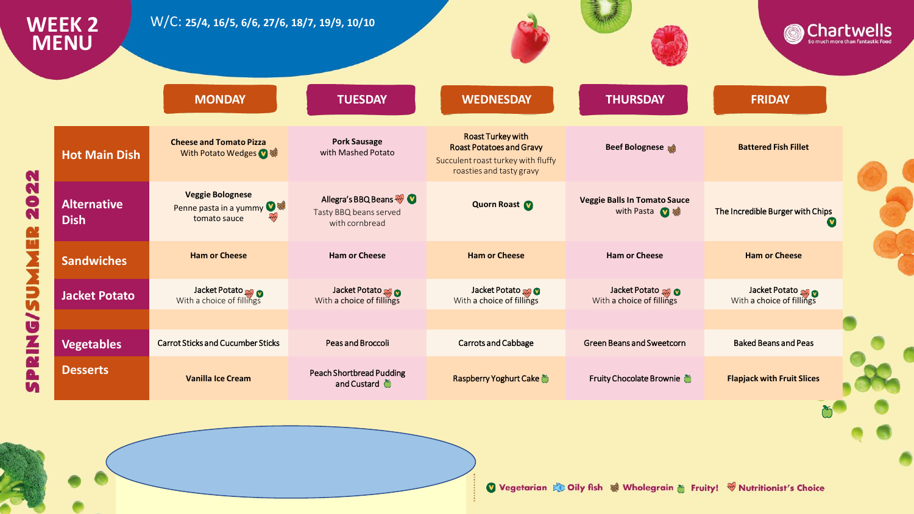# WEEK 2 MENU

W/C: 25/4, 16/5, 6/6, 27/6, 18/7, 19/9, 10/10

Chartwells — So much more than fantastic food

## SPRING/SUMMER 2022

| | MONDAY | TUESDAY | WEDNESDAY | THURSDAY | FRIDAY |
|---|---|---|---|---|---|
| **Hot Main Dish** | **Cheese and Tomato Pizza** With Potato Wedges (V) (Wholegrain) | **Pork Sausage** with Mashed Potato | Roast Turkey with Roast Potatoes and Gravy. Succulent roast turkey with fluffy roasties and tasty gravy | **Beef Bolognese** (Wholegrain) | **Battered Fish Fillet** |
| **Alternative Dish** | **Veggie Bolognese** Penne pasta in a yummy tomato sauce (V) (Wholegrain) (Nutritionist's Choice) | Allegra's BBQ Beans (Nutritionist's Choice) (V) Tasty BBQ beans served with cornbread | **Quorn Roast** (V) | **Veggie Balls In Tomato Sauce** with Pasta (V) (Wholegrain) | The Incredible Burger with Chips (V) |
| **Sandwiches** | **Ham or Cheese** | **Ham or Cheese** | **Ham or Cheese** | **Ham or Cheese** | **Ham or Cheese** |
| **Jacket Potato** | Jacket Potato (Nutritionist's Choice) (V) With a choice of fillings | Jacket Potato (Nutritionist's Choice) (V) With a choice of fillings | Jacket Potato (Nutritionist's Choice) (V) With a choice of fillings | Jacket Potato (Nutritionist's Choice) (V) With a choice of fillings | Jacket Potato (Nutritionist's Choice) (V) With a choice of fillings |
| | | | | | |
| **Vegetables** | Carrot Sticks and Cucumber Sticks | Peas and Broccoli | Carrots and Cabbage | Green Beans and Sweetcorn | Baked Beans and Peas |
| **Desserts** | **Vanilla Ice Cream** | Peach Shortbread Pudding and Custard (Fruity!) | Raspberry Yoghurt Cake (Fruity!) | Fruity Chocolate Brownie (Fruity!) | **Flapjack with Fruit Slices** |

(V) Vegetarian | Oily fish | Wholegrain | Fruity! | Nutritionist's Choice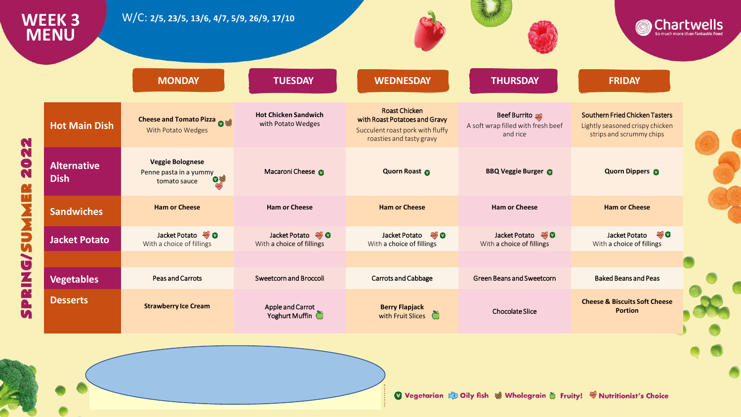# WEEK 3 MENU

W/C: 2/5, 23/5, 13/6, 4/7, 5/9, 26/9, 17/10

Chartwells
So much more than fantastic food

SPRING/SUMMER 2022

| | MONDAY | TUESDAY | WEDNESDAY | THURSDAY | FRIDAY |
|---|---|---|---|---|---|
| **Hot Main Dish** | **Cheese and Tomato Pizza** (Vegetarian, Wholegrain) With Potato Wedges | **Hot Chicken Sandwich** with Potato Wedges | **Roast Chicken with Roast Potatoes and Gravy** Succulent roast pork with fluffy roasties and tasty gravy | **Beef Burrito** (Nutritionist's Choice) A soft wrap filled with fresh beef and rice | **Southern Fried Chicken Tasters** Lightly seasoned crispy chicken strips and scrummy chips |
| **Alternative Dish** | **Veggie Bolognese** Penne pasta in a yummy tomato sauce (Vegetarian, Wholegrain, Nutritionist's Choice) | Macaroni Cheese (Vegetarian) | **Quorn Roast** (Vegetarian) | **BBQ Veggie Burger** (Vegetarian) | **Quorn Dippers** (Vegetarian) |
| **Sandwiches** | **Ham or Cheese** | **Ham or Cheese** | **Ham or Cheese** | **Ham or Cheese** | **Ham or Cheese** |
| **Jacket Potato** | Jacket Potato (Nutritionist's Choice, Vegetarian) With a choice of fillings | Jacket Potato (Nutritionist's Choice, Vegetarian) With a choice of fillings | Jacket Potato (Nutritionist's Choice, Vegetarian) With a choice of fillings | Jacket Potato (Nutritionist's Choice, Vegetarian) With a choice of fillings | Jacket Potato (Nutritionist's Choice, Vegetarian) With a choice of fillings |
| | | | | | |
| **Vegetables** | Peas and Carrots | Sweetcorn and Broccoli | Carrots and Cabbage | Green Beans and Sweetcorn | Baked Beans and Peas |
| **Desserts** | **Strawberry Ice Cream** | Apple and Carrot Yoghurt Muffin (Fruity!) | **Berry Flapjack** with Fruit Slices (Fruity!) | Chocolate Slice | **Cheese & Biscuits Soft Cheese Portion** |

**Key:** Vegetarian · Oily fish · Wholegrain · Fruity! · Nutritionist's Choice